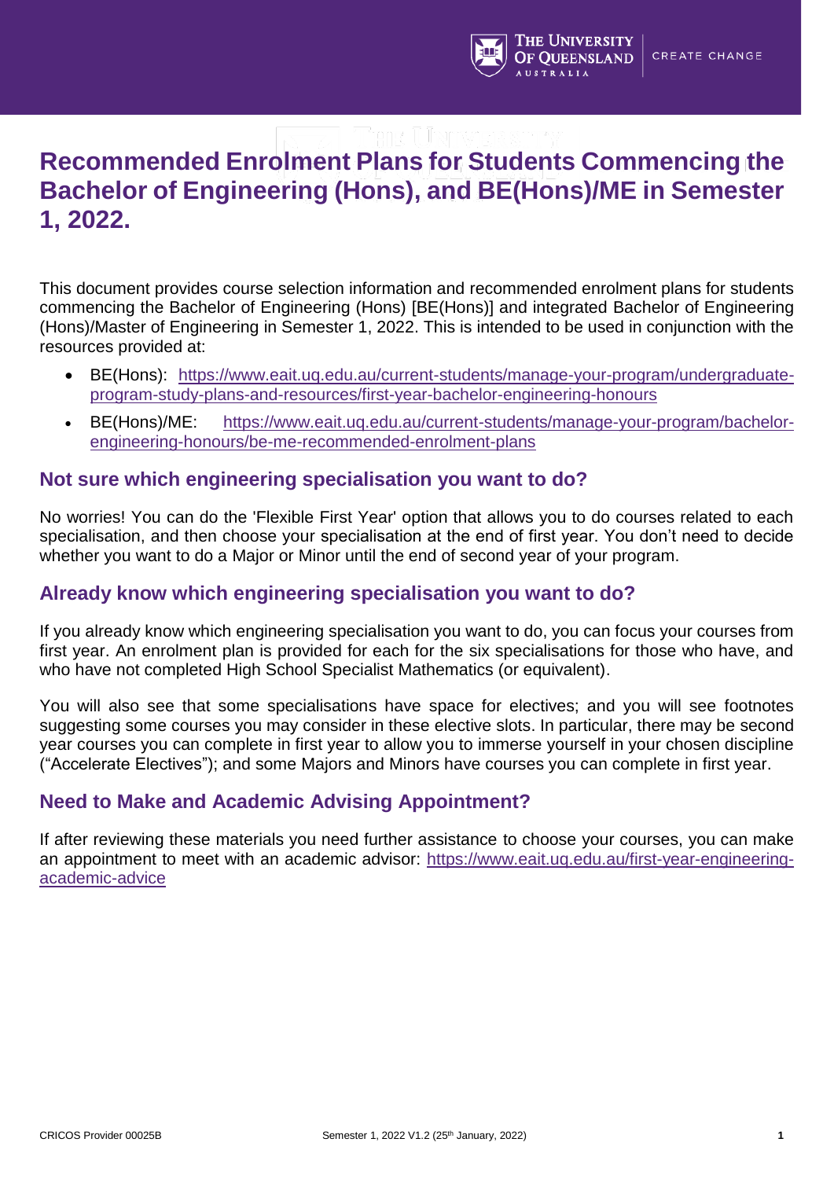# Recommended Enrolment Plans for Students Commencing the Bachelor of Engineering (Hons), and BE(Hons)/ME in Semester 1, 2022.

This document provides course selection information and recommended enrolment plans for students commencing the Bachelor of Engineering (Hons) [BE(Hons)] and integrated Bachelor of Engineering (Hons)/Master of Engineering in Semester 1, 2022. This is intended to be used in conjunction with the resources provided at:

- BE(Hons): https://www.eait.uq.edu.au/current-students/manage-your-program/undergraduate-program-study-plans-and-resources/first-year-bachelor-engineering-honours
- BE(Hons)/ME: https://www.eait.uq.edu.au/current-students/manage-your-program/bachelor-engineering-honours/be-me-recommended-enrolment-plans

## Not sure which engineering specialisation you want to do?

No worries! You can do the 'Flexible First Year' option that allows you to do courses related to each specialisation, and then choose your specialisation at the end of first year. You don't need to decide whether you want to do a Major or Minor until the end of second year of your program.

## Already know which engineering specialisation you want to do?

If you already know which engineering specialisation you want to do, you can focus your courses from first year. An enrolment plan is provided for each for the six specialisations for those who have, and who have not completed High School Specialist Mathematics (or equivalent).

You will also see that some specialisations have space for electives; and you will see footnotes suggesting some courses you may consider in these elective slots. In particular, there may be second year courses you can complete in first year to allow you to immerse yourself in your chosen discipline ("Accelerate Electives"); and some Majors and Minors have courses you can complete in first year.

## Need to Make and Academic Advising Appointment?

If after reviewing these materials you need further assistance to choose your courses, you can make an appointment to meet with an academic advisor: https://www.eait.uq.edu.au/first-year-engineering-academic-advice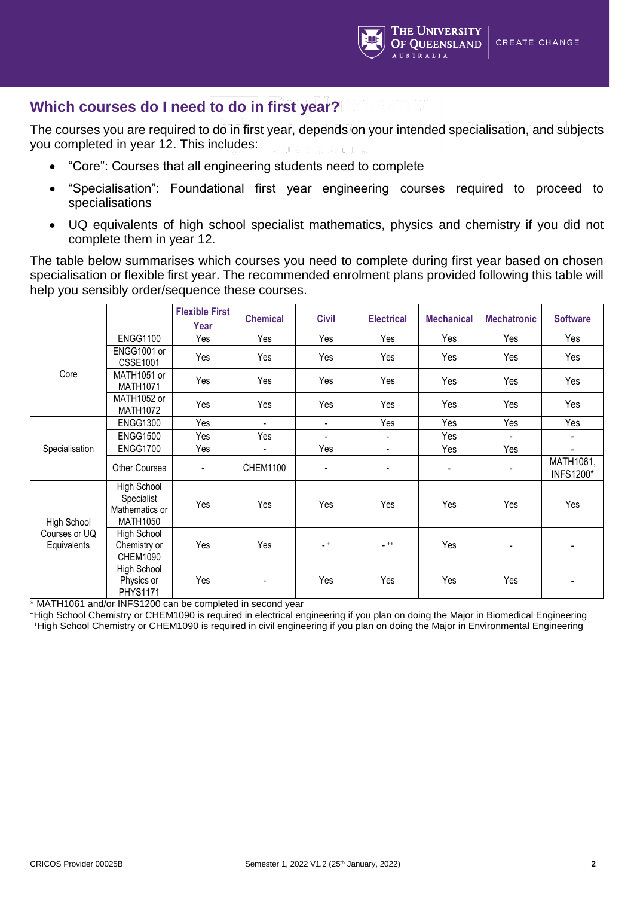## Which courses do I need to do in first year?

The courses you are required to do in first year, depends on your intended specialisation, and subjects you completed in year 12. This includes:

- "Core": Courses that all engineering students need to complete
- "Specialisation": Foundational first year engineering courses required to proceed to specialisations
- UQ equivalents of high school specialist mathematics, physics and chemistry if you did not complete them in year 12.

The table below summarises which courses you need to complete during first year based on chosen specialisation or flexible first year. The recommended enrolment plans provided following this table will help you sensibly order/sequence these courses.

| | | Flexible First Year | Chemical | Civil | Electrical | Mechanical | Mechatronic | Software |
|---|---|---|---|---|---|---|---|---|
| Core | ENGG1100 | Yes | Yes | Yes | Yes | Yes | Yes | Yes |
| | ENGG1001 or CSSE1001 | Yes | Yes | Yes | Yes | Yes | Yes | Yes |
| | MATH1051 or MATH1071 | Yes | Yes | Yes | Yes | Yes | Yes | Yes |
| | MATH1052 or MATH1072 | Yes | Yes | Yes | Yes | Yes | Yes | Yes |
| Specialisation | ENGG1300 | Yes | - | - | Yes | Yes | Yes | Yes |
| | ENGG1500 | Yes | Yes | - | - | Yes | - | - |
| | ENGG1700 | Yes | - | Yes | - | Yes | Yes | - |
| | Other Courses | - | CHEM1100 | - | - | - | - | MATH1061, INFS1200* |
| High School Courses or UQ Equivalents | High School Specialist Mathematics or MATH1050 | Yes | Yes | Yes | Yes | Yes | Yes | Yes |
| | High School Chemistry or CHEM1090 | Yes | Yes | - + | - ++ | Yes | - | - |
| | High School Physics or PHYS1171 | Yes | - | Yes | Yes | Yes | Yes | - |

\* MATH1061 and/or INFS1200 can be completed in second year

+High School Chemistry or CHEM1090 is required in electrical engineering if you plan on doing the Major in Biomedical Engineering

++High School Chemistry or CHEM1090 is required in civil engineering if you plan on doing the Major in Environmental Engineering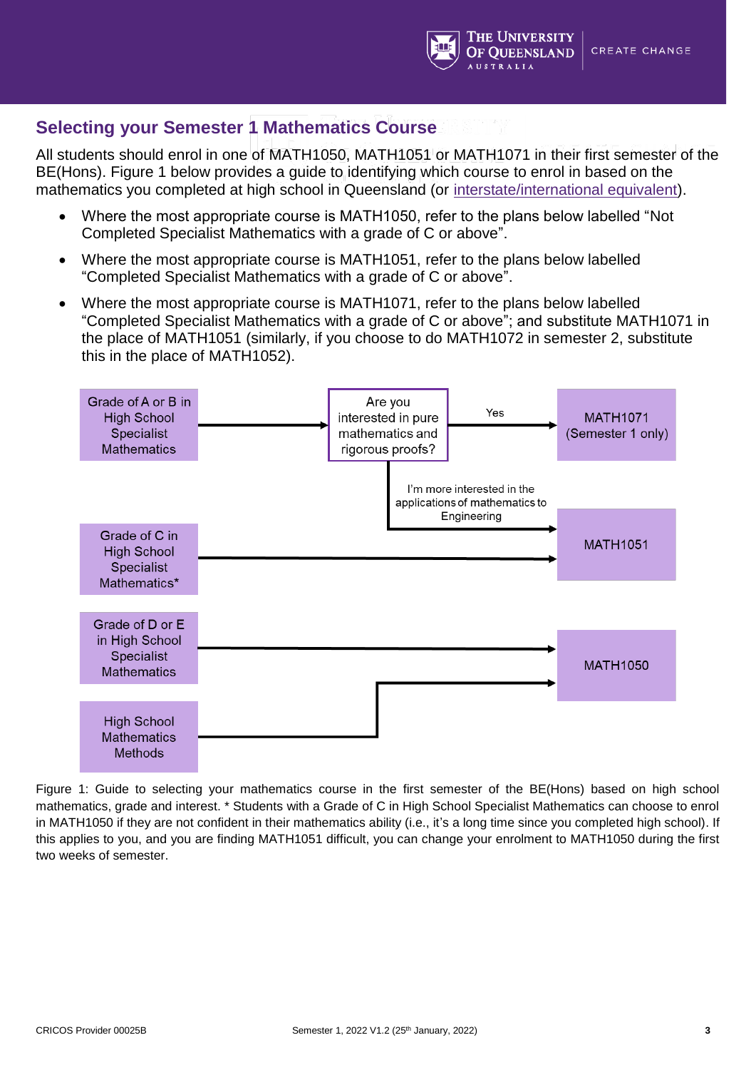## Selecting your Semester 1 Mathematics Course

All students should enrol in one of MATH1050, MATH1051 or MATH1071 in their first semester of the BE(Hons). Figure 1 below provides a guide to identifying which course to enrol in based on the mathematics you completed at high school in Queensland (or interstate/international equivalent).

- Where the most appropriate course is MATH1050, refer to the plans below labelled "Not Completed Specialist Mathematics with a grade of C or above".
- Where the most appropriate course is MATH1051, refer to the plans below labelled "Completed Specialist Mathematics with a grade of C or above".
- Where the most appropriate course is MATH1071, refer to the plans below labelled "Completed Specialist Mathematics with a grade of C or above"; and substitute MATH1071 in the place of MATH1051 (similarly, if you choose to do MATH1072 in semester 2, substitute this in the place of MATH1052).

Grade of A or B in High School Specialist Mathematics → Are you interested in pure mathematics and rigorous proofs?
- Yes → MATH1071 (Semester 1 only)
- I'm more interested in the applications of mathematics to Engineering → MATH1051

Grade of C in High School Specialist Mathematics* → MATH1051

Grade of D or E in High School Specialist Mathematics → MATH1050

High School Mathematics Methods → MATH1050

Figure 1: Guide to selecting your mathematics course in the first semester of the BE(Hons) based on high school mathematics, grade and interest. * Students with a Grade of C in High School Specialist Mathematics can choose to enrol in MATH1050 if they are not confident in their mathematics ability (i.e., it's a long time since you completed high school). If this applies to you, and you are finding MATH1051 difficult, you can change your enrolment to MATH1050 during the first two weeks of semester.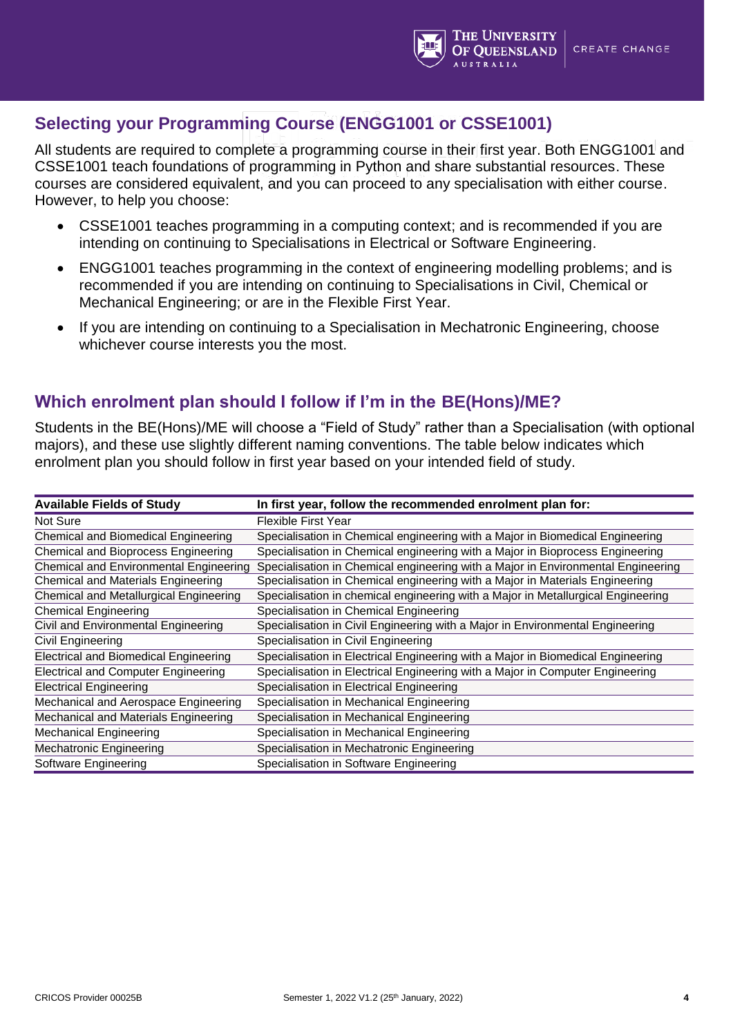## Selecting your Programming Course (ENGG1001 or CSSE1001)

All students are required to complete a programming course in their first year. Both ENGG1001 and CSSE1001 teach foundations of programming in Python and share substantial resources. These courses are considered equivalent, and you can proceed to any specialisation with either course. However, to help you choose:

- CSSE1001 teaches programming in a computing context; and is recommended if you are intending on continuing to Specialisations in Electrical or Software Engineering.
- ENGG1001 teaches programming in the context of engineering modelling problems; and is recommended if you are intending on continuing to Specialisations in Civil, Chemical or Mechanical Engineering; or are in the Flexible First Year.
- If you are intending on continuing to a Specialisation in Mechatronic Engineering, choose whichever course interests you the most.

## Which enrolment plan should I follow if I'm in the BE(Hons)/ME?

Students in the BE(Hons)/ME will choose a "Field of Study" rather than a Specialisation (with optional majors), and these use slightly different naming conventions. The table below indicates which enrolment plan you should follow in first year based on your intended field of study.

| Available Fields of Study | In first year, follow the recommended enrolment plan for: |
|---|---|
| Not Sure | Flexible First Year |
| Chemical and Biomedical Engineering | Specialisation in Chemical engineering with a Major in Biomedical Engineering |
| Chemical and Bioprocess Engineering | Specialisation in Chemical engineering with a Major in Bioprocess Engineering |
| Chemical and Environmental Engineering | Specialisation in Chemical engineering with a Major in Environmental Engineering |
| Chemical and Materials Engineering | Specialisation in Chemical engineering with a Major in Materials Engineering |
| Chemical and Metallurgical Engineering | Specialisation in chemical engineering with a Major in Metallurgical Engineering |
| Chemical Engineering | Specialisation in Chemical Engineering |
| Civil and Environmental Engineering | Specialisation in Civil Engineering with a Major in Environmental Engineering |
| Civil Engineering | Specialisation in Civil Engineering |
| Electrical and Biomedical Engineering | Specialisation in Electrical Engineering with a Major in Biomedical Engineering |
| Electrical and Computer Engineering | Specialisation in Electrical Engineering with a Major in Computer Engineering |
| Electrical Engineering | Specialisation in Electrical Engineering |
| Mechanical and Aerospace Engineering | Specialisation in Mechanical Engineering |
| Mechanical and Materials Engineering | Specialisation in Mechanical Engineering |
| Mechanical Engineering | Specialisation in Mechanical Engineering |
| Mechatronic Engineering | Specialisation in Mechatronic Engineering |
| Software Engineering | Specialisation in Software Engineering |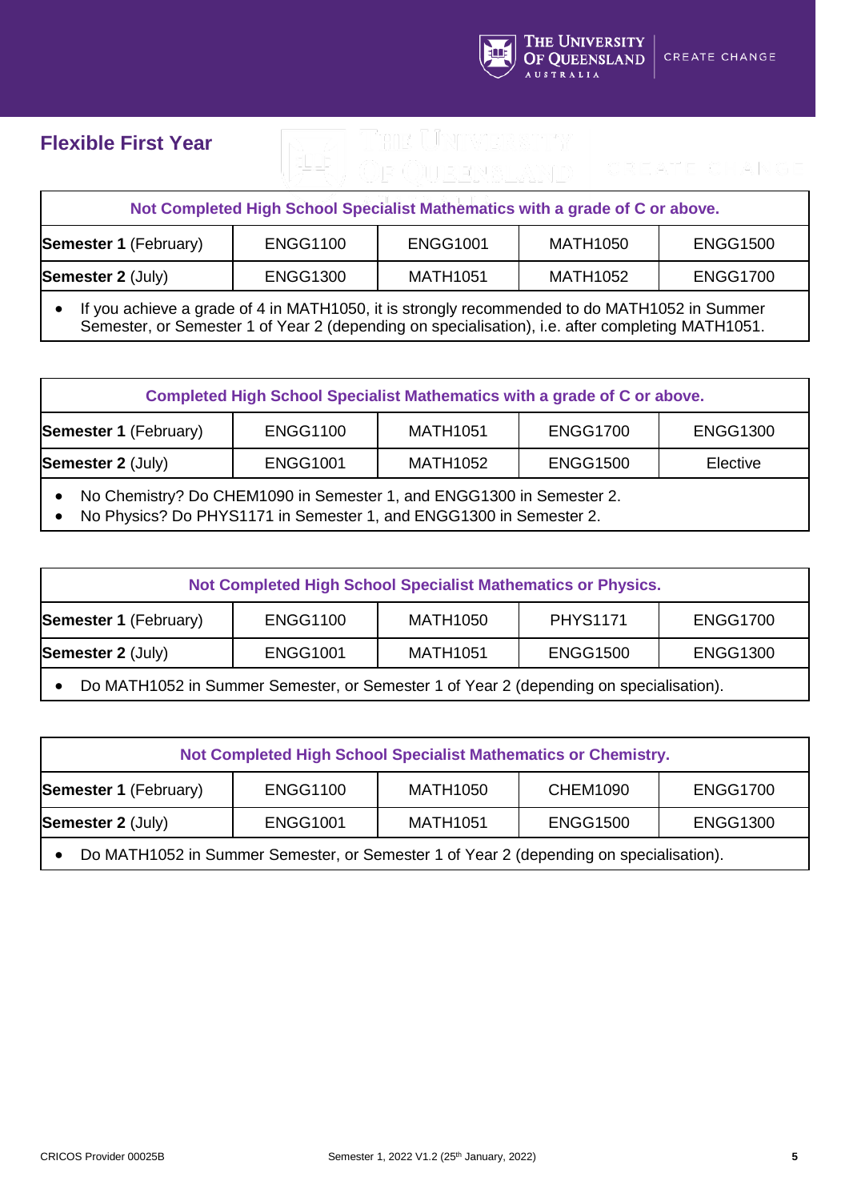## Flexible First Year

| Not Completed High School Specialist Mathematics with a grade of C or above. | | | | |
|---|---|---|---|---|
| **Semester 1** (February) | ENGG1100 | ENGG1001 | MATH1050 | ENGG1500 |
| **Semester 2** (July) | ENGG1300 | MATH1051 | MATH1052 | ENGG1700 |

- If you achieve a grade of 4 in MATH1050, it is strongly recommended to do MATH1052 in Summer Semester, or Semester 1 of Year 2 (depending on specialisation), i.e. after completing MATH1051.

| Completed High School Specialist Mathematics with a grade of C or above. | | | | |
|---|---|---|---|---|
| **Semester 1** (February) | ENGG1100 | MATH1051 | ENGG1700 | ENGG1300 |
| **Semester 2** (July) | ENGG1001 | MATH1052 | ENGG1500 | Elective |

- No Chemistry? Do CHEM1090 in Semester 1, and ENGG1300 in Semester 2.
- No Physics? Do PHYS1171 in Semester 1, and ENGG1300 in Semester 2.

| Not Completed High School Specialist Mathematics or Physics. | | | | |
|---|---|---|---|---|
| **Semester 1** (February) | ENGG1100 | MATH1050 | PHYS1171 | ENGG1700 |
| **Semester 2** (July) | ENGG1001 | MATH1051 | ENGG1500 | ENGG1300 |

- Do MATH1052 in Summer Semester, or Semester 1 of Year 2 (depending on specialisation).

| Not Completed High School Specialist Mathematics or Chemistry. | | | | |
|---|---|---|---|---|
| **Semester 1** (February) | ENGG1100 | MATH1050 | CHEM1090 | ENGG1700 |
| **Semester 2** (July) | ENGG1001 | MATH1051 | ENGG1500 | ENGG1300 |

- Do MATH1052 in Summer Semester, or Semester 1 of Year 2 (depending on specialisation).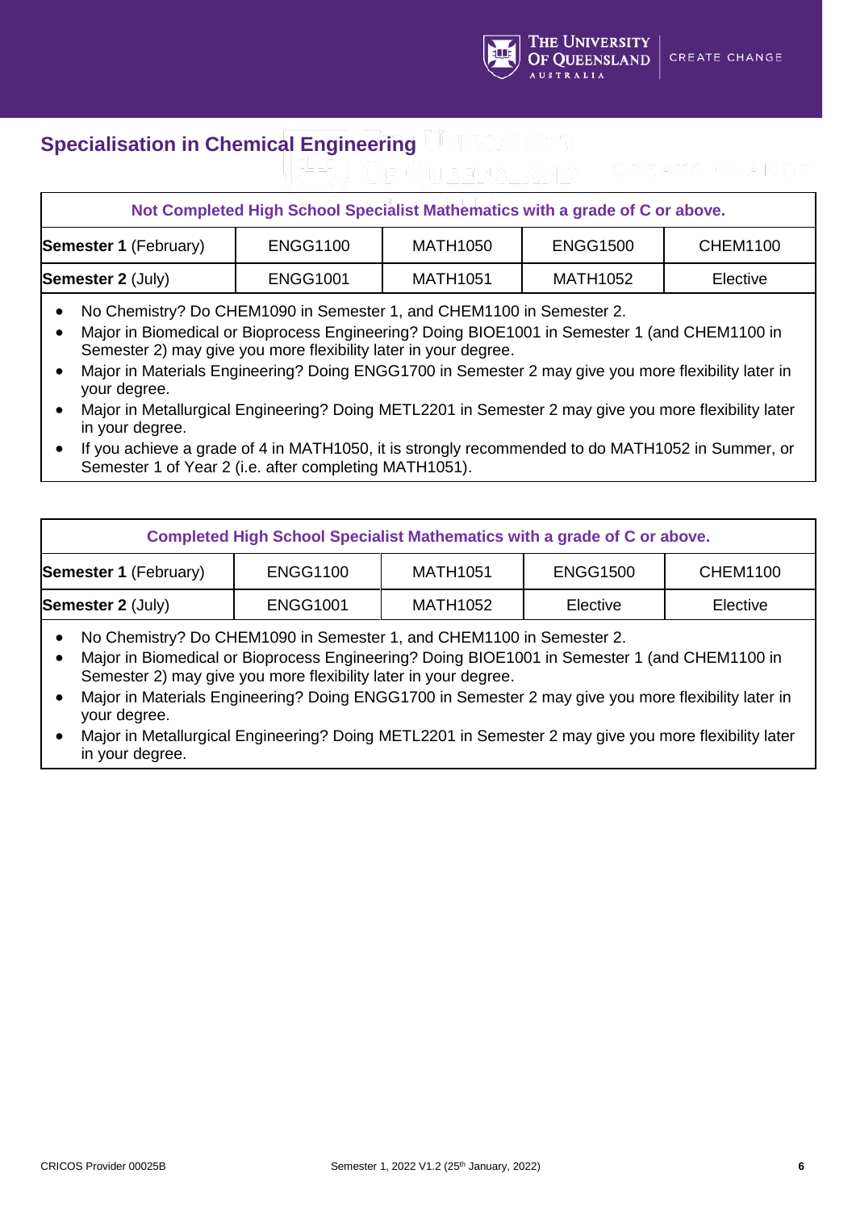## Specialisation in Chemical Engineering

| Not Completed High School Specialist Mathematics with a grade of C or above. | | | | |
|---|---|---|---|---|
| **Semester 1** (February) | ENGG1100 | MATH1050 | ENGG1500 | CHEM1100 |
| **Semester 2** (July) | ENGG1001 | MATH1051 | MATH1052 | Elective |

- No Chemistry? Do CHEM1090 in Semester 1, and CHEM1100 in Semester 2.
- Major in Biomedical or Bioprocess Engineering? Doing BIOE1001 in Semester 1 (and CHEM1100 in Semester 2) may give you more flexibility later in your degree.
- Major in Materials Engineering? Doing ENGG1700 in Semester 2 may give you more flexibility later in your degree.
- Major in Metallurgical Engineering? Doing METL2201 in Semester 2 may give you more flexibility later in your degree.
- If you achieve a grade of 4 in MATH1050, it is strongly recommended to do MATH1052 in Summer, or Semester 1 of Year 2 (i.e. after completing MATH1051).

| Completed High School Specialist Mathematics with a grade of C or above. | | | | |
|---|---|---|---|---|
| **Semester 1** (February) | ENGG1100 | MATH1051 | ENGG1500 | CHEM1100 |
| **Semester 2** (July) | ENGG1001 | MATH1052 | Elective | Elective |

- No Chemistry? Do CHEM1090 in Semester 1, and CHEM1100 in Semester 2.
- Major in Biomedical or Bioprocess Engineering? Doing BIOE1001 in Semester 1 (and CHEM1100 in Semester 2) may give you more flexibility later in your degree.
- Major in Materials Engineering? Doing ENGG1700 in Semester 2 may give you more flexibility later in your degree.
- Major in Metallurgical Engineering? Doing METL2201 in Semester 2 may give you more flexibility later in your degree.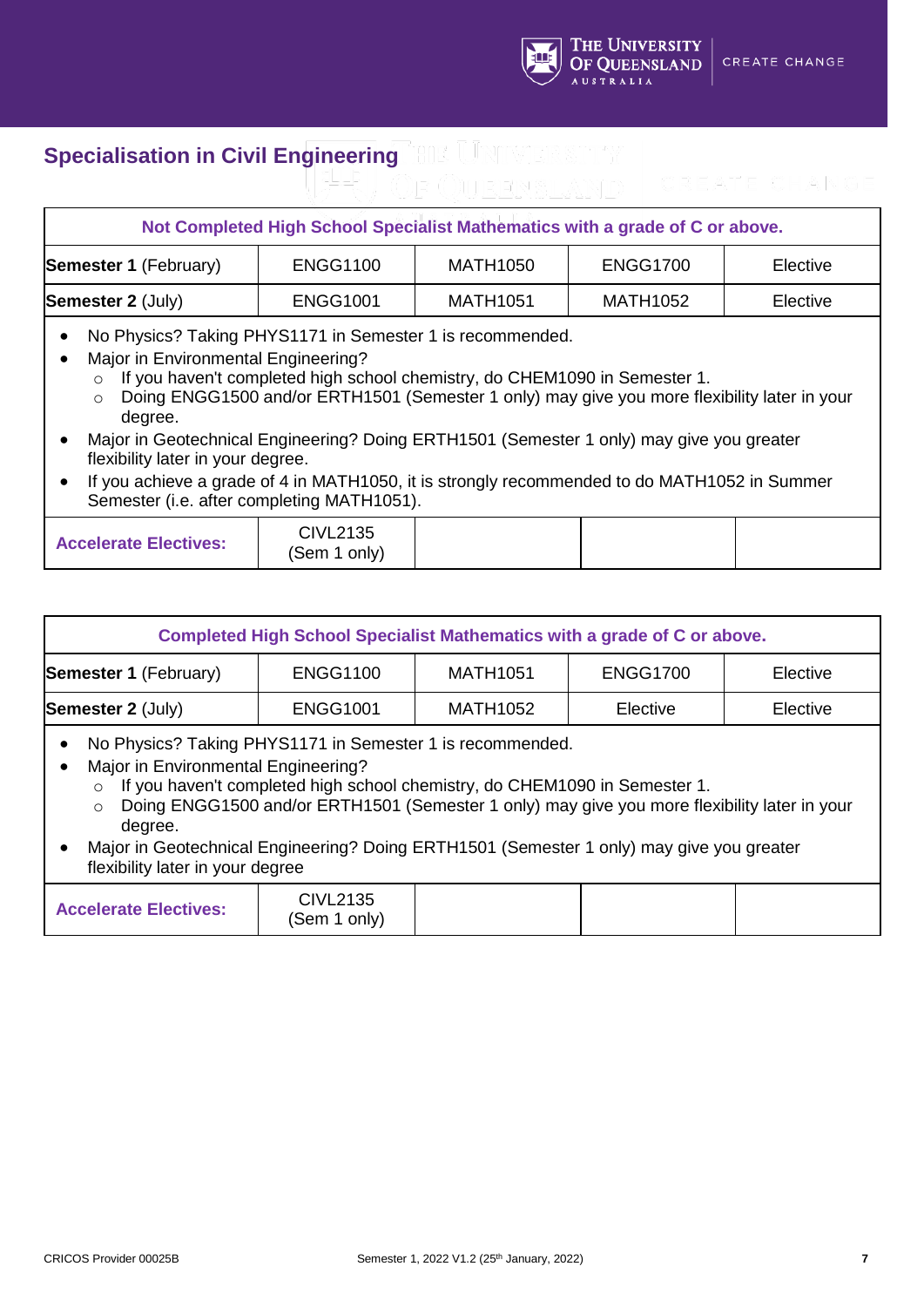## Specialisation in Civil Engineering

| Not Completed High School Specialist Mathematics with a grade of C or above. | | | | |
|---|---|---|---|---|
| **Semester 1** (February) | ENGG1100 | MATH1050 | ENGG1700 | Elective |
| **Semester 2** (July) | ENGG1001 | MATH1051 | MATH1052 | Elective |

- No Physics? Taking PHYS1171 in Semester 1 is recommended.
- Major in Environmental Engineering?
  - If you haven't completed high school chemistry, do CHEM1090 in Semester 1.
  - Doing ENGG1500 and/or ERTH1501 (Semester 1 only) may give you more flexibility later in your degree.
- Major in Geotechnical Engineering? Doing ERTH1501 (Semester 1 only) may give you greater flexibility later in your degree.
- If you achieve a grade of 4 in MATH1050, it is strongly recommended to do MATH1052 in Summer Semester (i.e. after completing MATH1051).

| **Accelerate Electives:** | CIVL2135 (Sem 1 only) | | | |
|---|---|---|---|---|

| Completed High School Specialist Mathematics with a grade of C or above. | | | | |
|---|---|---|---|---|
| **Semester 1** (February) | ENGG1100 | MATH1051 | ENGG1700 | Elective |
| **Semester 2** (July) | ENGG1001 | MATH1052 | Elective | Elective |

- No Physics? Taking PHYS1171 in Semester 1 is recommended.
- Major in Environmental Engineering?
  - If you haven't completed high school chemistry, do CHEM1090 in Semester 1.
  - Doing ENGG1500 and/or ERTH1501 (Semester 1 only) may give you more flexibility later in your degree.
- Major in Geotechnical Engineering? Doing ERTH1501 (Semester 1 only) may give you greater flexibility later in your degree

| **Accelerate Electives:** | CIVL2135 (Sem 1 only) | | | |
|---|---|---|---|---|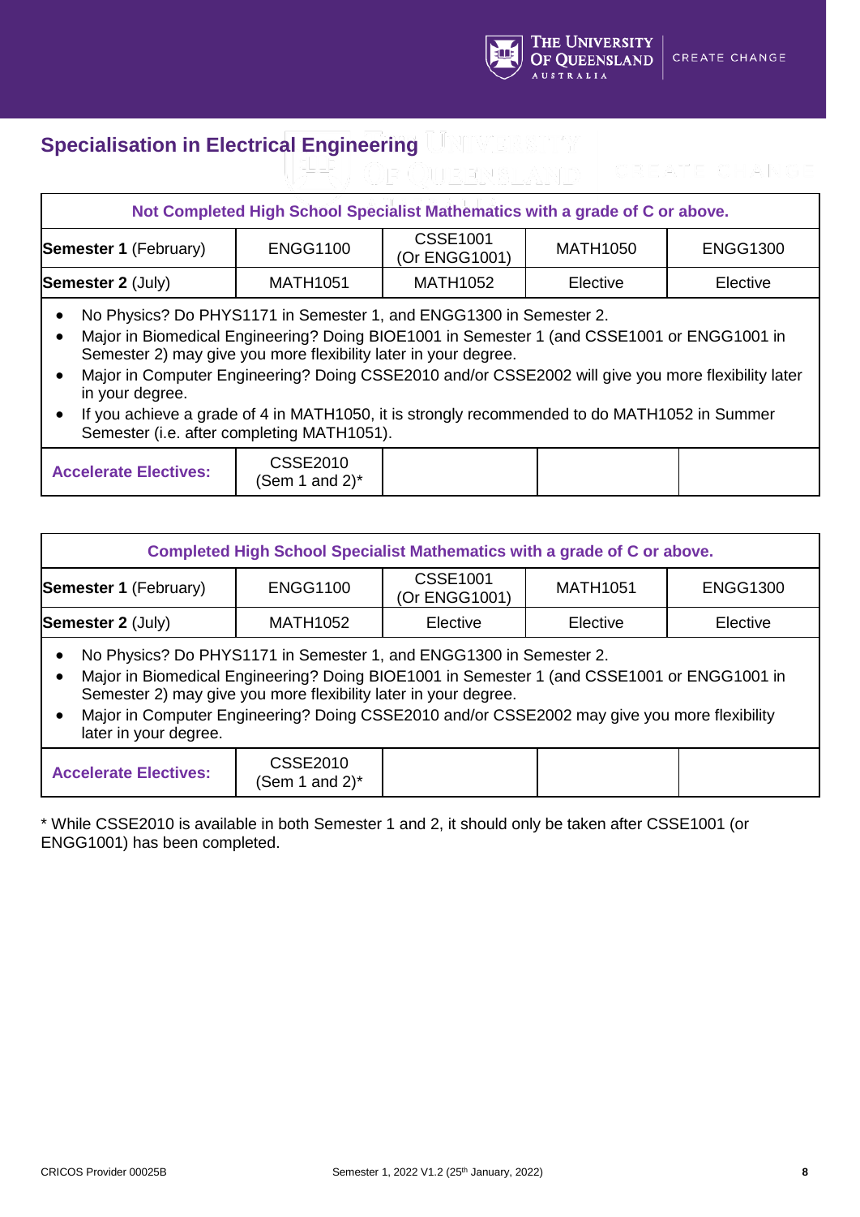## Specialisation in Electrical Engineering

| Not Completed High School Specialist Mathematics with a grade of C or above. | | | | |
|---|---|---|---|---|
| **Semester 1** (February) | ENGG1100 | CSSE1001 (Or ENGG1001) | MATH1050 | ENGG1300 |
| **Semester 2** (July) | MATH1051 | MATH1052 | Elective | Elective |

- No Physics? Do PHYS1171 in Semester 1, and ENGG1300 in Semester 2.
- Major in Biomedical Engineering? Doing BIOE1001 in Semester 1 (and CSSE1001 or ENGG1001 in Semester 2) may give you more flexibility later in your degree.
- Major in Computer Engineering? Doing CSSE2010 and/or CSSE2002 will give you more flexibility later in your degree.
- If you achieve a grade of 4 in MATH1050, it is strongly recommended to do MATH1052 in Summer Semester (i.e. after completing MATH1051).

| **Accelerate Electives:** | CSSE2010 (Sem 1 and 2)* | | | |
|---|---|---|---|---|

| Completed High School Specialist Mathematics with a grade of C or above. | | | | |
|---|---|---|---|---|
| **Semester 1** (February) | ENGG1100 | CSSE1001 (Or ENGG1001) | MATH1051 | ENGG1300 |
| **Semester 2** (July) | MATH1052 | Elective | Elective | Elective |

- No Physics? Do PHYS1171 in Semester 1, and ENGG1300 in Semester 2.
- Major in Biomedical Engineering? Doing BIOE1001 in Semester 1 (and CSSE1001 or ENGG1001 in Semester 2) may give you more flexibility later in your degree.
- Major in Computer Engineering? Doing CSSE2010 and/or CSSE2002 may give you more flexibility later in your degree.

| **Accelerate Electives:** | CSSE2010 (Sem 1 and 2)* | | | |
|---|---|---|---|---|

* While CSSE2010 is available in both Semester 1 and 2, it should only be taken after CSSE1001 (or ENGG1001) has been completed.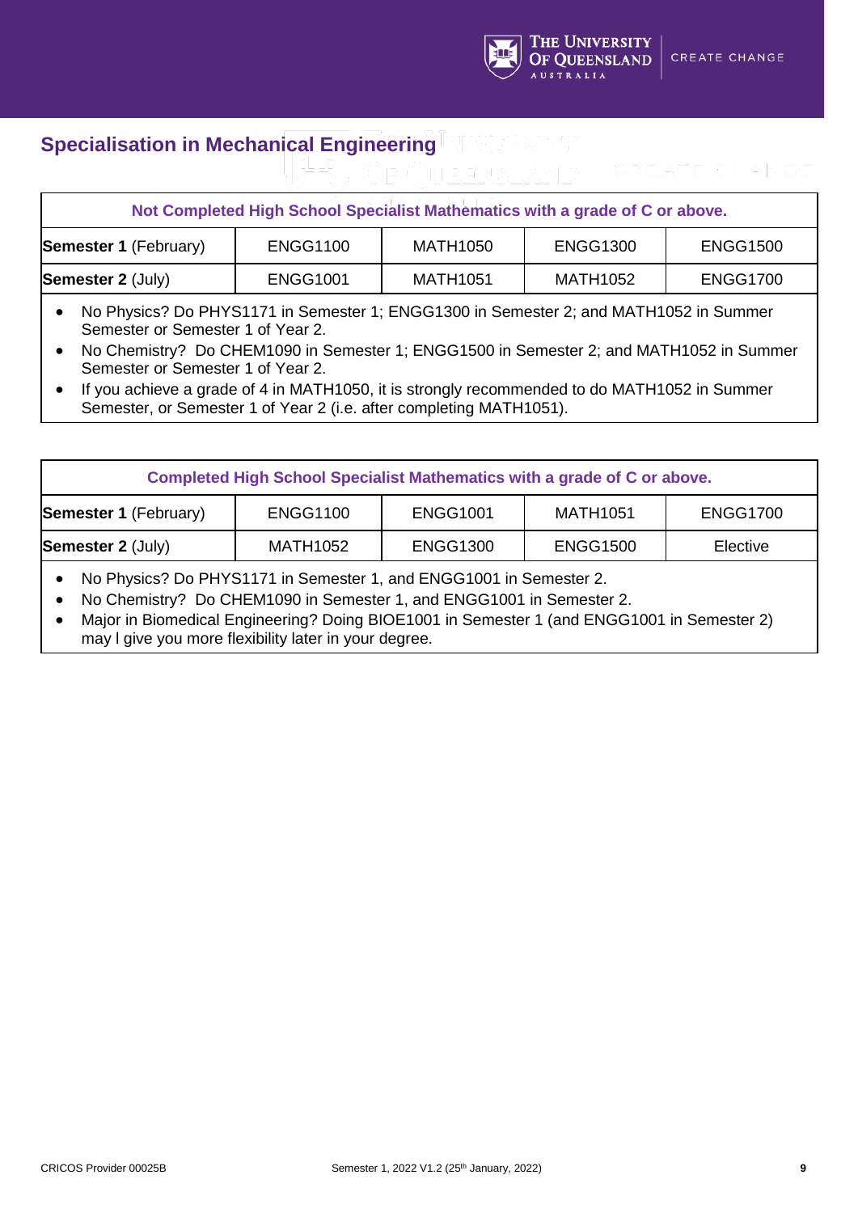## Specialisation in Mechanical Engineering

| Not Completed High School Specialist Mathematics with a grade of C or above. | | | | |
|---|---|---|---|---|
| **Semester 1** (February) | ENGG1100 | MATH1050 | ENGG1300 | ENGG1500 |
| **Semester 2** (July) | ENGG1001 | MATH1051 | MATH1052 | ENGG1700 |

- No Physics? Do PHYS1171 in Semester 1; ENGG1300 in Semester 2; and MATH1052 in Summer Semester or Semester 1 of Year 2.
- No Chemistry? Do CHEM1090 in Semester 1; ENGG1500 in Semester 2; and MATH1052 in Summer Semester or Semester 1 of Year 2.
- If you achieve a grade of 4 in MATH1050, it is strongly recommended to do MATH1052 in Summer Semester, or Semester 1 of Year 2 (i.e. after completing MATH1051).

| Completed High School Specialist Mathematics with a grade of C or above. | | | | |
|---|---|---|---|---|
| **Semester 1** (February) | ENGG1100 | ENGG1001 | MATH1051 | ENGG1700 |
| **Semester 2** (July) | MATH1052 | ENGG1300 | ENGG1500 | Elective |

- No Physics? Do PHYS1171 in Semester 1, and ENGG1001 in Semester 2.
- No Chemistry? Do CHEM1090 in Semester 1, and ENGG1001 in Semester 2.
- Major in Biomedical Engineering? Doing BIOE1001 in Semester 1 (and ENGG1001 in Semester 2) may l give you more flexibility later in your degree.

CRICOS Provider 00025B

Semester 1, 2022 V1.2 (25th January, 2022)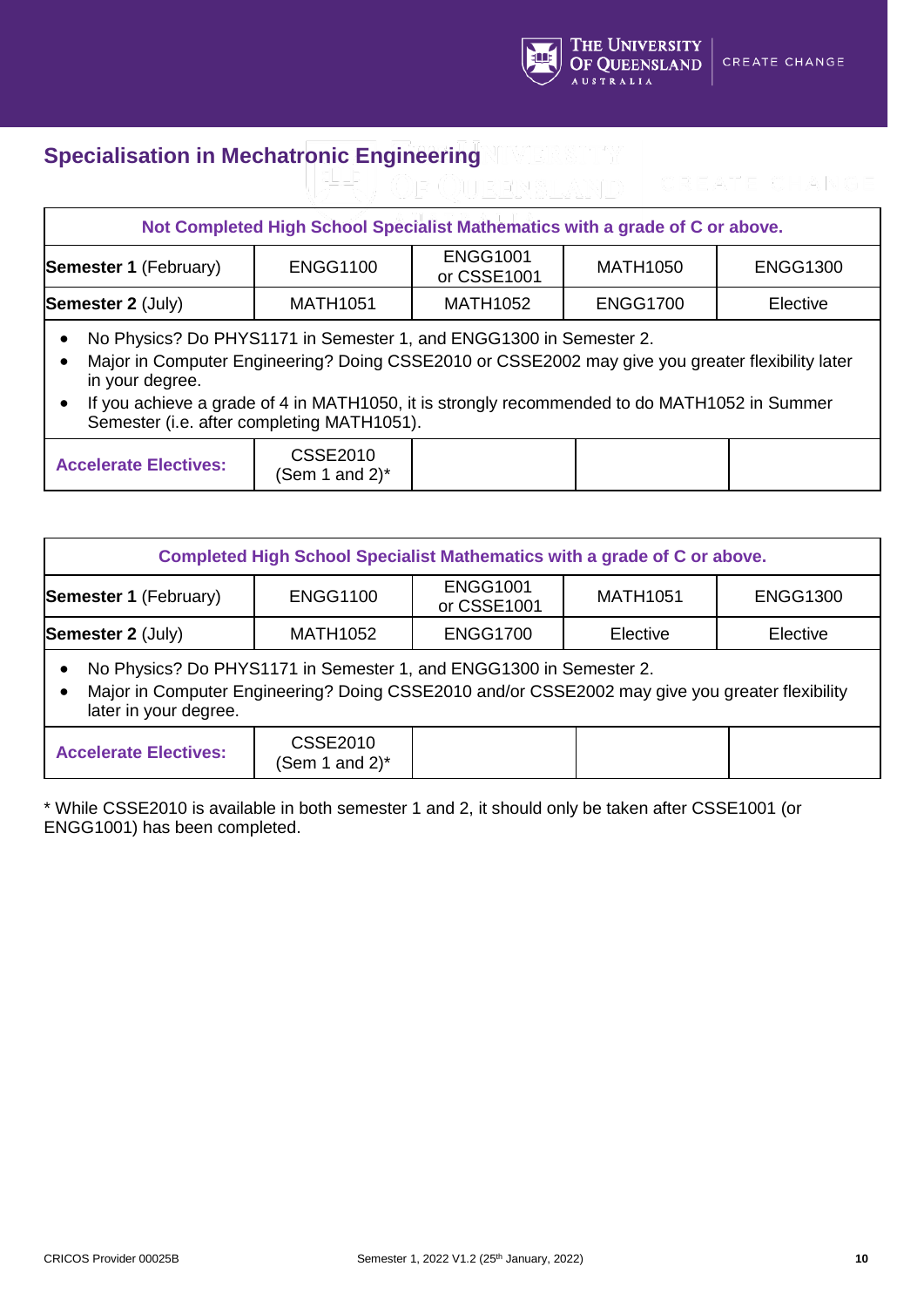## Specialisation in Mechatronic Engineering

| Not Completed High School Specialist Mathematics with a grade of C or above. | | | | |
|---|---|---|---|---|
| **Semester 1** (February) | ENGG1100 | ENGG1001 or CSSE1001 | MATH1050 | ENGG1300 |
| **Semester 2** (July) | MATH1051 | MATH1052 | ENGG1700 | Elective |

- No Physics? Do PHYS1171 in Semester 1, and ENGG1300 in Semester 2.
- Major in Computer Engineering? Doing CSSE2010 or CSSE2002 may give you greater flexibility later in your degree.
- If you achieve a grade of 4 in MATH1050, it is strongly recommended to do MATH1052 in Summer Semester (i.e. after completing MATH1051).

| **Accelerate Electives:** | CSSE2010 (Sem 1 and 2)* | | | |
|---|---|---|---|---|

| Completed High School Specialist Mathematics with a grade of C or above. | | | | |
|---|---|---|---|---|
| **Semester 1** (February) | ENGG1100 | ENGG1001 or CSSE1001 | MATH1051 | ENGG1300 |
| **Semester 2** (July) | MATH1052 | ENGG1700 | Elective | Elective |

- No Physics? Do PHYS1171 in Semester 1, and ENGG1300 in Semester 2.
- Major in Computer Engineering? Doing CSSE2010 and/or CSSE2002 may give you greater flexibility later in your degree.

| **Accelerate Electives:** | CSSE2010 (Sem 1 and 2)* | | | |
|---|---|---|---|---|

* While CSSE2010 is available in both semester 1 and 2, it should only be taken after CSSE1001 (or ENGG1001) has been completed.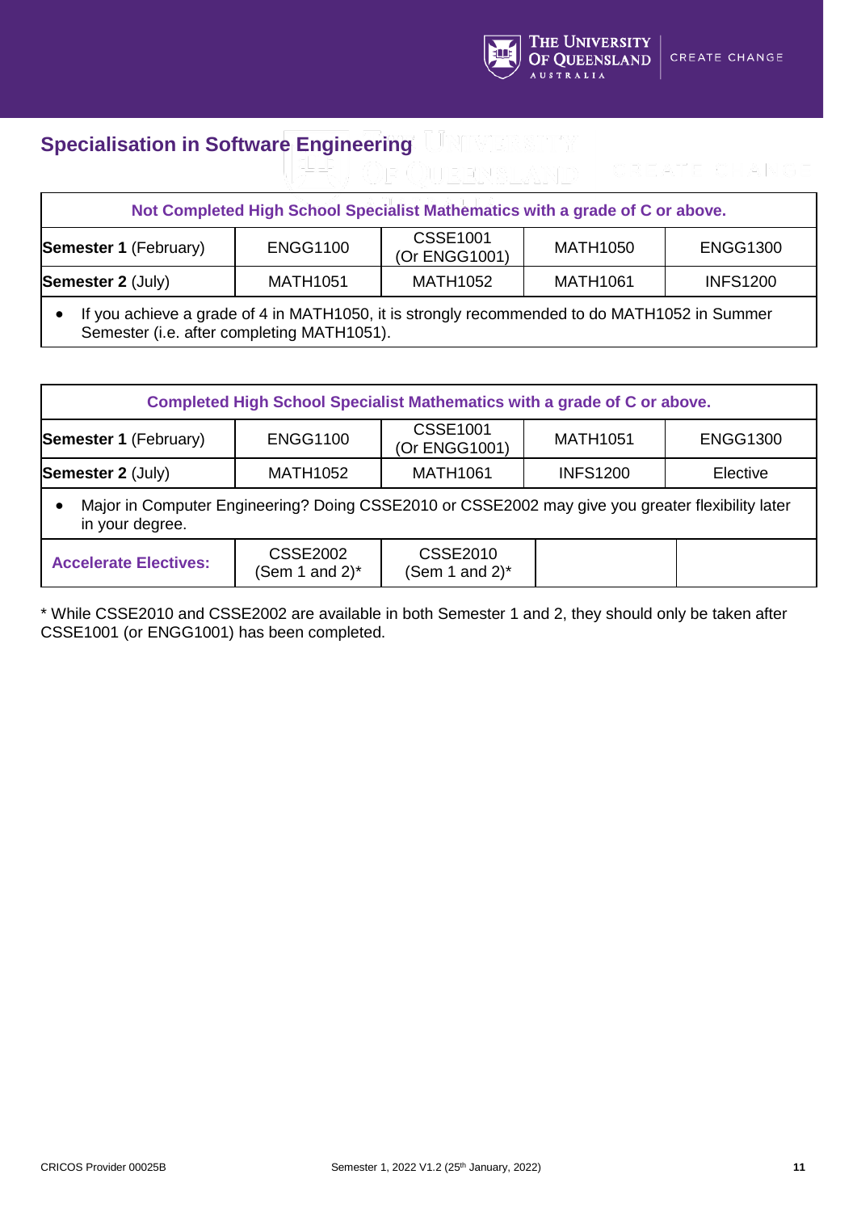## Specialisation in Software Engineering

| Not Completed High School Specialist Mathematics with a grade of C or above. | | | | |
|---|---|---|---|---|
| **Semester 1** (February) | ENGG1100 | CSSE1001 (Or ENGG1001) | MATH1050 | ENGG1300 |
| **Semester 2** (July) | MATH1051 | MATH1052 | MATH1061 | INFS1200 |

- If you achieve a grade of 4 in MATH1050, it is strongly recommended to do MATH1052 in Summer Semester (i.e. after completing MATH1051).

| Completed High School Specialist Mathematics with a grade of C or above. | | | | |
|---|---|---|---|---|
| **Semester 1** (February) | ENGG1100 | CSSE1001 (Or ENGG1001) | MATH1051 | ENGG1300 |
| **Semester 2** (July) | MATH1052 | MATH1061 | INFS1200 | Elective |

- Major in Computer Engineering? Doing CSSE2010 or CSSE2002 may give you greater flexibility later in your degree.

| | | | | |
|---|---|---|---|---|
| **Accelerate Electives:** | CSSE2002 (Sem 1 and 2)* | CSSE2010 (Sem 1 and 2)* | | |

* While CSSE2010 and CSSE2002 are available in both Semester 1 and 2, they should only be taken after CSSE1001 (or ENGG1001) has been completed.